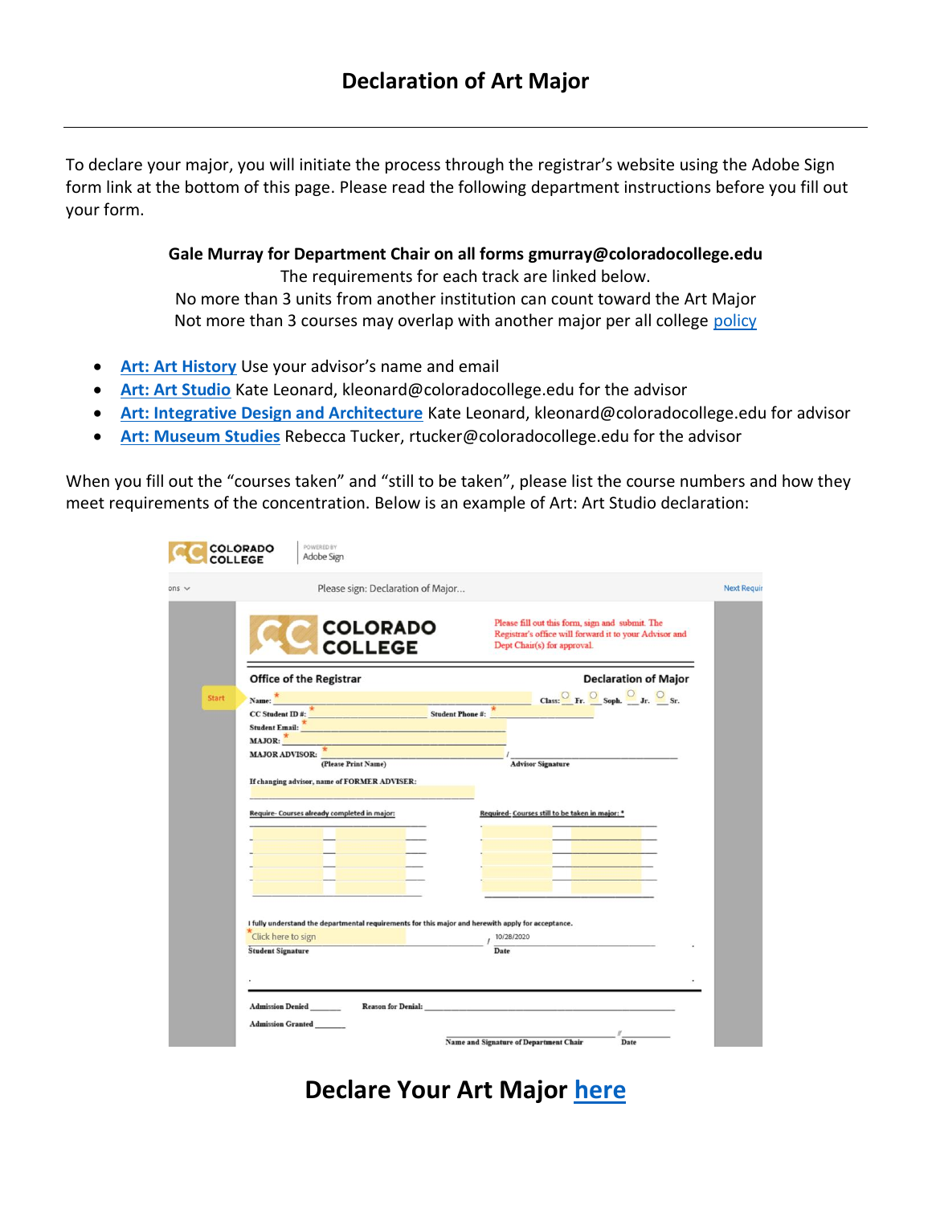# Declaration of Art Major

---

To declare your major, you will initiate the process through the registrar's website using the Adobe Sign form link at the bottom of this page. Please read the following department instructions before you fill out your form.

**Gale Murray for Department Chair on all forms gmurray@coloradocollege.edu**
The requirements for each track are linked below.
No more than 3 units from another institution can count toward the Art Major
Not more than 3 courses may overlap with another major per all college policy

- **Art: Art History** Use your advisor's name and email
- **Art: Art Studio** Kate Leonard, kleonard@coloradocollege.edu for the advisor
- **Art: Integrative Design and Architecture** Kate Leonard, kleonard@coloradocollege.edu for advisor
- **Art: Museum Studies** Rebecca Tucker, rtucker@coloradocollege.edu for the advisor

When you fill out the "courses taken" and "still to be taken", please list the course numbers and how they meet requirements of the concentration. Below is an example of Art: Art Studio declaration:

COLORADO COLLEGE | POWERED BY Adobe Sign

Please sign: Declaration of Major...

COLORADO COLLEGE

Please fill out this form, sign and submit. The Registrar's office will forward it to your Advisor and Dept Chair(s) for approval.

Office of the Registrar — Declaration of Major

Start

Name: * ______ Class: ○ Fr. ○ Soph. ○ Jr. ○ Sr.
CC Student ID #: * ______ Student Phone #: * ______
Student Email: * ______
MAJOR: * ______
MAJOR ADVISOR: * ______ (Please Print Name) / ______ Advisor Signature

If changing advisor, name of FORMER ADVISER: ______

Require- Courses already completed in major: | Required- Courses still to be taken in major: *

I fully understand the departmental requirements for this major and herewith apply for acceptance.

* Click here to sign ______ Student Signature / 10/28/2020 Date

Admission Denied ______ Reason for Denial: ______
Admission Granted ______
______ Name and Signature of Department Chair / ______ Date

## Declare Your Art Major here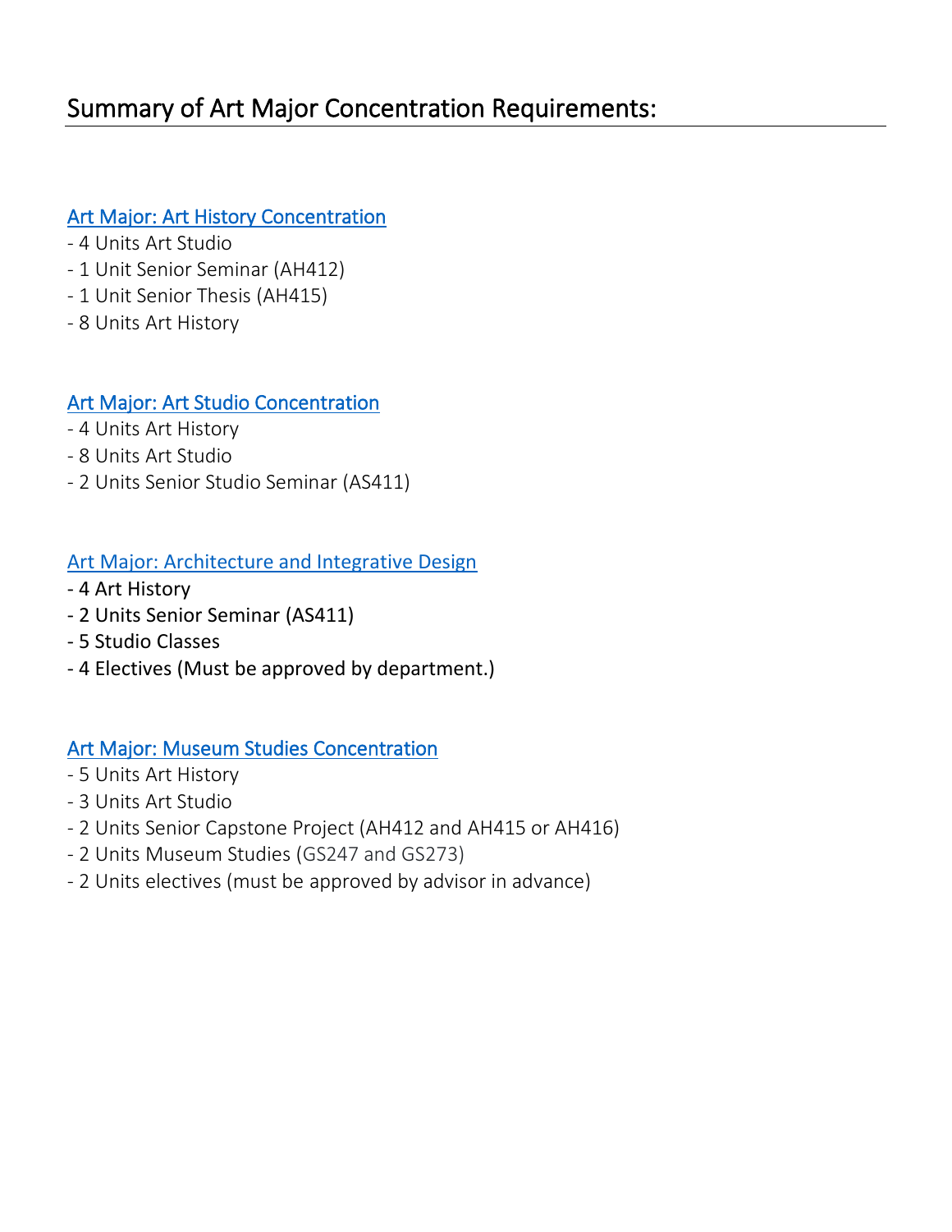# Summary of Art Major Concentration Requirements:

## Art Major: Art History Concentration

- 4 Units Art Studio
- 1 Unit Senior Seminar (AH412)
- 1 Unit Senior Thesis (AH415)
- 8 Units Art History

## Art Major: Art Studio Concentration

- 4 Units Art History
- 8 Units Art Studio
- 2 Units Senior Studio Seminar (AS411)

## Art Major: Architecture and Integrative Design

- 4 Art History
- 2 Units Senior Seminar (AS411)
- 5 Studio Classes
- 4 Electives (Must be approved by department.)

## Art Major: Museum Studies Concentration

- 5 Units Art History
- 3 Units Art Studio
- 2 Units Senior Capstone Project (AH412 and AH415 or AH416)
- 2 Units Museum Studies (GS247 and GS273)
- 2 Units electives (must be approved by advisor in advance)